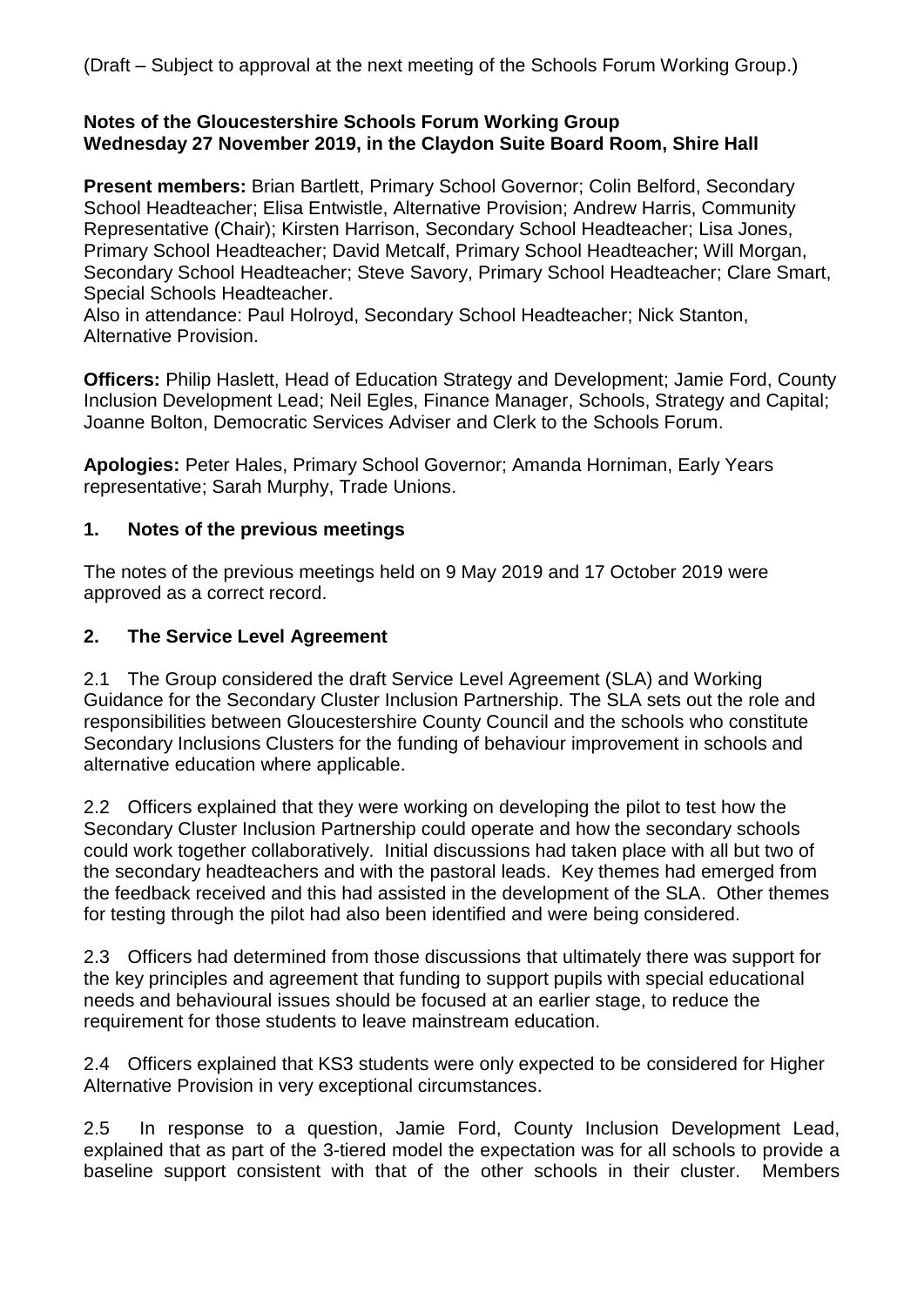(Draft – Subject to approval at the next meeting of the Schools Forum Working Group.)

**Notes of the Gloucestershire Schools Forum Working Group**
**Wednesday 27 November 2019, in the Claydon Suite Board Room, Shire Hall**

**Present members:** Brian Bartlett, Primary School Governor; Colin Belford, Secondary School Headteacher; Elisa Entwistle, Alternative Provision; Andrew Harris, Community Representative (Chair); Kirsten Harrison, Secondary School Headteacher; Lisa Jones, Primary School Headteacher; David Metcalf, Primary School Headteacher; Will Morgan, Secondary School Headteacher; Steve Savory, Primary School Headteacher; Clare Smart, Special Schools Headteacher.
Also in attendance: Paul Holroyd, Secondary School Headteacher; Nick Stanton, Alternative Provision.

**Officers:** Philip Haslett, Head of Education Strategy and Development; Jamie Ford, County Inclusion Development Lead; Neil Egles, Finance Manager, Schools, Strategy and Capital; Joanne Bolton, Democratic Services Adviser and Clerk to the Schools Forum.

**Apologies:** Peter Hales, Primary School Governor; Amanda Horniman, Early Years representative; Sarah Murphy, Trade Unions.

## 1. Notes of the previous meetings

The notes of the previous meetings held on 9 May 2019 and 17 October 2019 were approved as a correct record.

## 2. The Service Level Agreement

2.1 The Group considered the draft Service Level Agreement (SLA) and Working Guidance for the Secondary Cluster Inclusion Partnership. The SLA sets out the role and responsibilities between Gloucestershire County Council and the schools who constitute Secondary Inclusions Clusters for the funding of behaviour improvement in schools and alternative education where applicable.

2.2 Officers explained that they were working on developing the pilot to test how the Secondary Cluster Inclusion Partnership could operate and how the secondary schools could work together collaboratively. Initial discussions had taken place with all but two of the secondary headteachers and with the pastoral leads. Key themes had emerged from the feedback received and this had assisted in the development of the SLA. Other themes for testing through the pilot had also been identified and were being considered.

2.3 Officers had determined from those discussions that ultimately there was support for the key principles and agreement that funding to support pupils with special educational needs and behavioural issues should be focused at an earlier stage, to reduce the requirement for those students to leave mainstream education.

2.4 Officers explained that KS3 students were only expected to be considered for Higher Alternative Provision in very exceptional circumstances.

2.5 In response to a question, Jamie Ford, County Inclusion Development Lead, explained that as part of the 3-tiered model the expectation was for all schools to provide a baseline support consistent with that of the other schools in their cluster. Members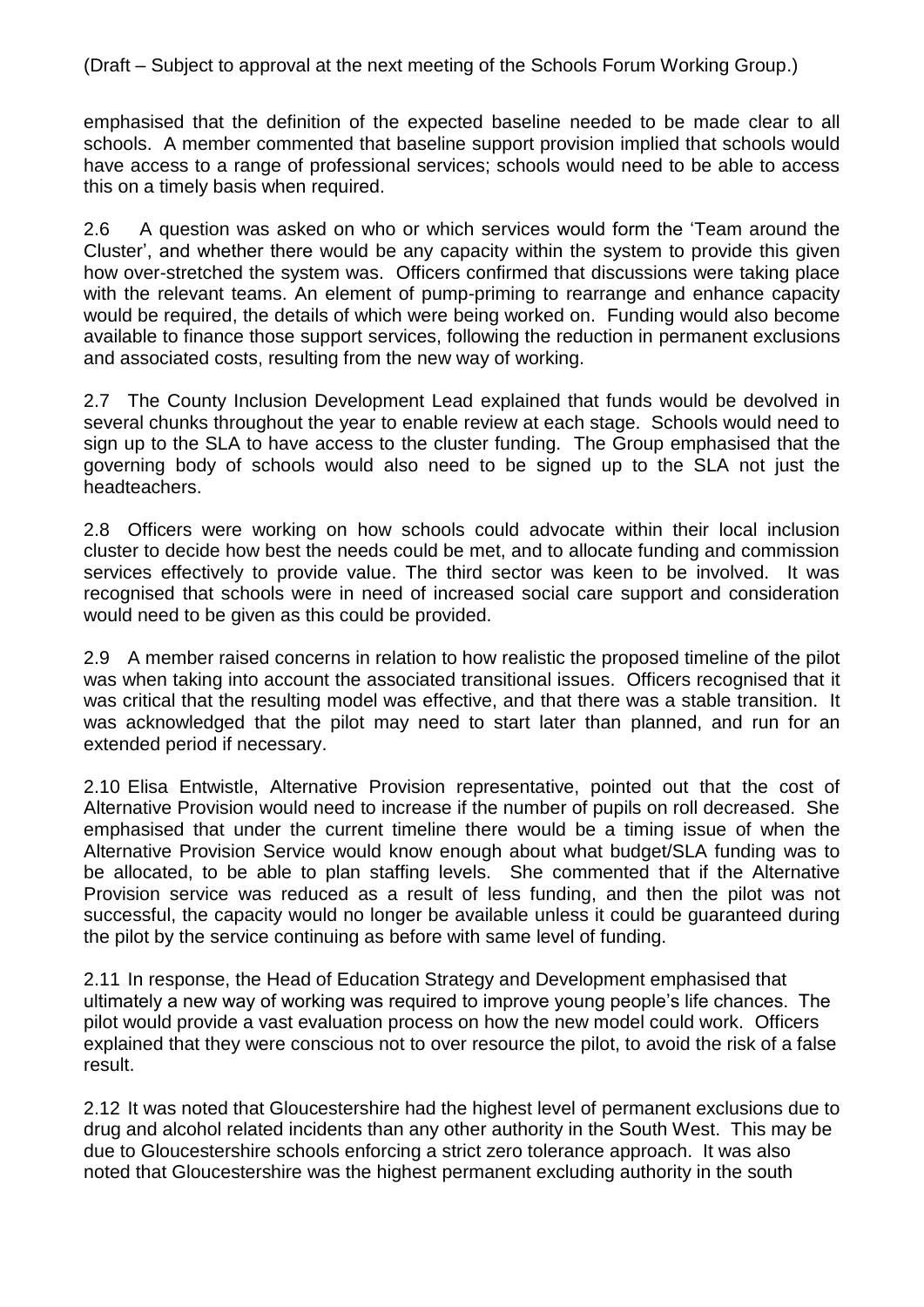(Draft – Subject to approval at the next meeting of the Schools Forum Working Group.)

emphasised that the definition of the expected baseline needed to be made clear to all schools. A member commented that baseline support provision implied that schools would have access to a range of professional services; schools would need to be able to access this on a timely basis when required.

2.6 A question was asked on who or which services would form the 'Team around the Cluster', and whether there would be any capacity within the system to provide this given how over-stretched the system was. Officers confirmed that discussions were taking place with the relevant teams. An element of pump-priming to rearrange and enhance capacity would be required, the details of which were being worked on. Funding would also become available to finance those support services, following the reduction in permanent exclusions and associated costs, resulting from the new way of working.

2.7 The County Inclusion Development Lead explained that funds would be devolved in several chunks throughout the year to enable review at each stage. Schools would need to sign up to the SLA to have access to the cluster funding. The Group emphasised that the governing body of schools would also need to be signed up to the SLA not just the headteachers.

2.8 Officers were working on how schools could advocate within their local inclusion cluster to decide how best the needs could be met, and to allocate funding and commission services effectively to provide value. The third sector was keen to be involved. It was recognised that schools were in need of increased social care support and consideration would need to be given as this could be provided.

2.9 A member raised concerns in relation to how realistic the proposed timeline of the pilot was when taking into account the associated transitional issues. Officers recognised that it was critical that the resulting model was effective, and that there was a stable transition. It was acknowledged that the pilot may need to start later than planned, and run for an extended period if necessary.

2.10 Elisa Entwistle, Alternative Provision representative, pointed out that the cost of Alternative Provision would need to increase if the number of pupils on roll decreased. She emphasised that under the current timeline there would be a timing issue of when the Alternative Provision Service would know enough about what budget/SLA funding was to be allocated, to be able to plan staffing levels. She commented that if the Alternative Provision service was reduced as a result of less funding, and then the pilot was not successful, the capacity would no longer be available unless it could be guaranteed during the pilot by the service continuing as before with same level of funding.

2.11 In response, the Head of Education Strategy and Development emphasised that ultimately a new way of working was required to improve young people's life chances. The pilot would provide a vast evaluation process on how the new model could work. Officers explained that they were conscious not to over resource the pilot, to avoid the risk of a false result.

2.12 It was noted that Gloucestershire had the highest level of permanent exclusions due to drug and alcohol related incidents than any other authority in the South West. This may be due to Gloucestershire schools enforcing a strict zero tolerance approach. It was also noted that Gloucestershire was the highest permanent excluding authority in the south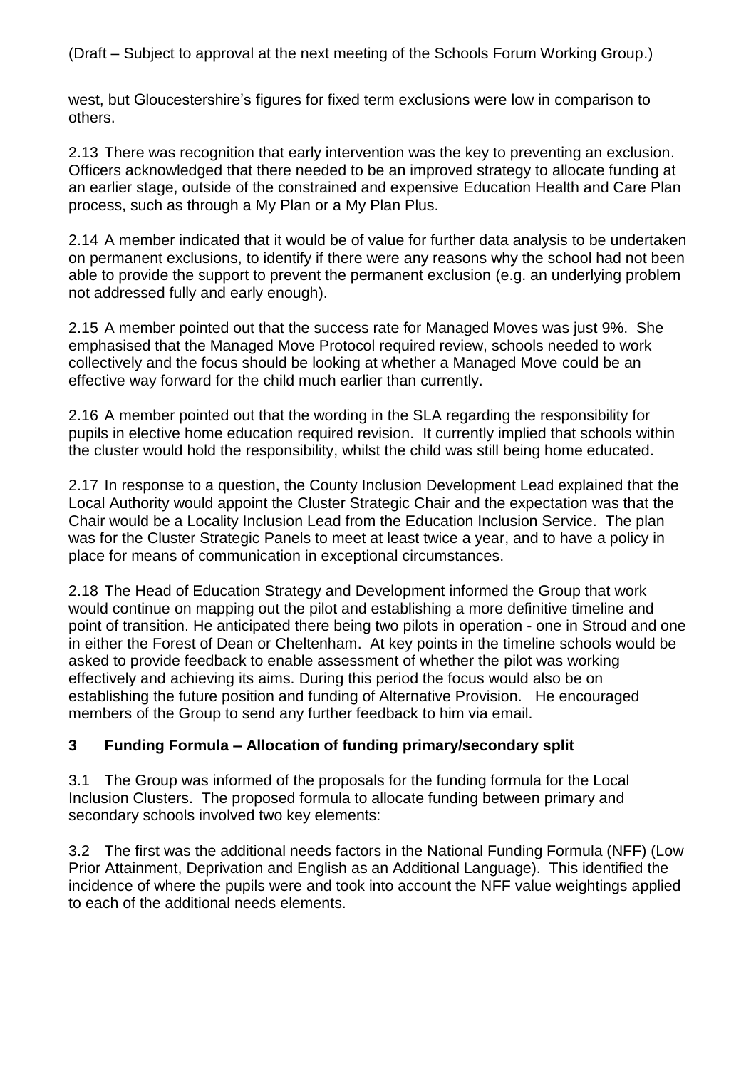(Draft – Subject to approval at the next meeting of the Schools Forum Working Group.)

west, but Gloucestershire's figures for fixed term exclusions were low in comparison to others.

2.13 There was recognition that early intervention was the key to preventing an exclusion. Officers acknowledged that there needed to be an improved strategy to allocate funding at an earlier stage, outside of the constrained and expensive Education Health and Care Plan process, such as through a My Plan or a My Plan Plus.

2.14 A member indicated that it would be of value for further data analysis to be undertaken on permanent exclusions, to identify if there were any reasons why the school had not been able to provide the support to prevent the permanent exclusion (e.g. an underlying problem not addressed fully and early enough).

2.15 A member pointed out that the success rate for Managed Moves was just 9%. She emphasised that the Managed Move Protocol required review, schools needed to work collectively and the focus should be looking at whether a Managed Move could be an effective way forward for the child much earlier than currently.

2.16 A member pointed out that the wording in the SLA regarding the responsibility for pupils in elective home education required revision. It currently implied that schools within the cluster would hold the responsibility, whilst the child was still being home educated.

2.17 In response to a question, the County Inclusion Development Lead explained that the Local Authority would appoint the Cluster Strategic Chair and the expectation was that the Chair would be a Locality Inclusion Lead from the Education Inclusion Service. The plan was for the Cluster Strategic Panels to meet at least twice a year, and to have a policy in place for means of communication in exceptional circumstances.

2.18 The Head of Education Strategy and Development informed the Group that work would continue on mapping out the pilot and establishing a more definitive timeline and point of transition. He anticipated there being two pilots in operation - one in Stroud and one in either the Forest of Dean or Cheltenham. At key points in the timeline schools would be asked to provide feedback to enable assessment of whether the pilot was working effectively and achieving its aims. During this period the focus would also be on establishing the future position and funding of Alternative Provision. He encouraged members of the Group to send any further feedback to him via email.

## 3 Funding Formula – Allocation of funding primary/secondary split

3.1 The Group was informed of the proposals for the funding formula for the Local Inclusion Clusters. The proposed formula to allocate funding between primary and secondary schools involved two key elements:

3.2 The first was the additional needs factors in the National Funding Formula (NFF) (Low Prior Attainment, Deprivation and English as an Additional Language). This identified the incidence of where the pupils were and took into account the NFF value weightings applied to each of the additional needs elements.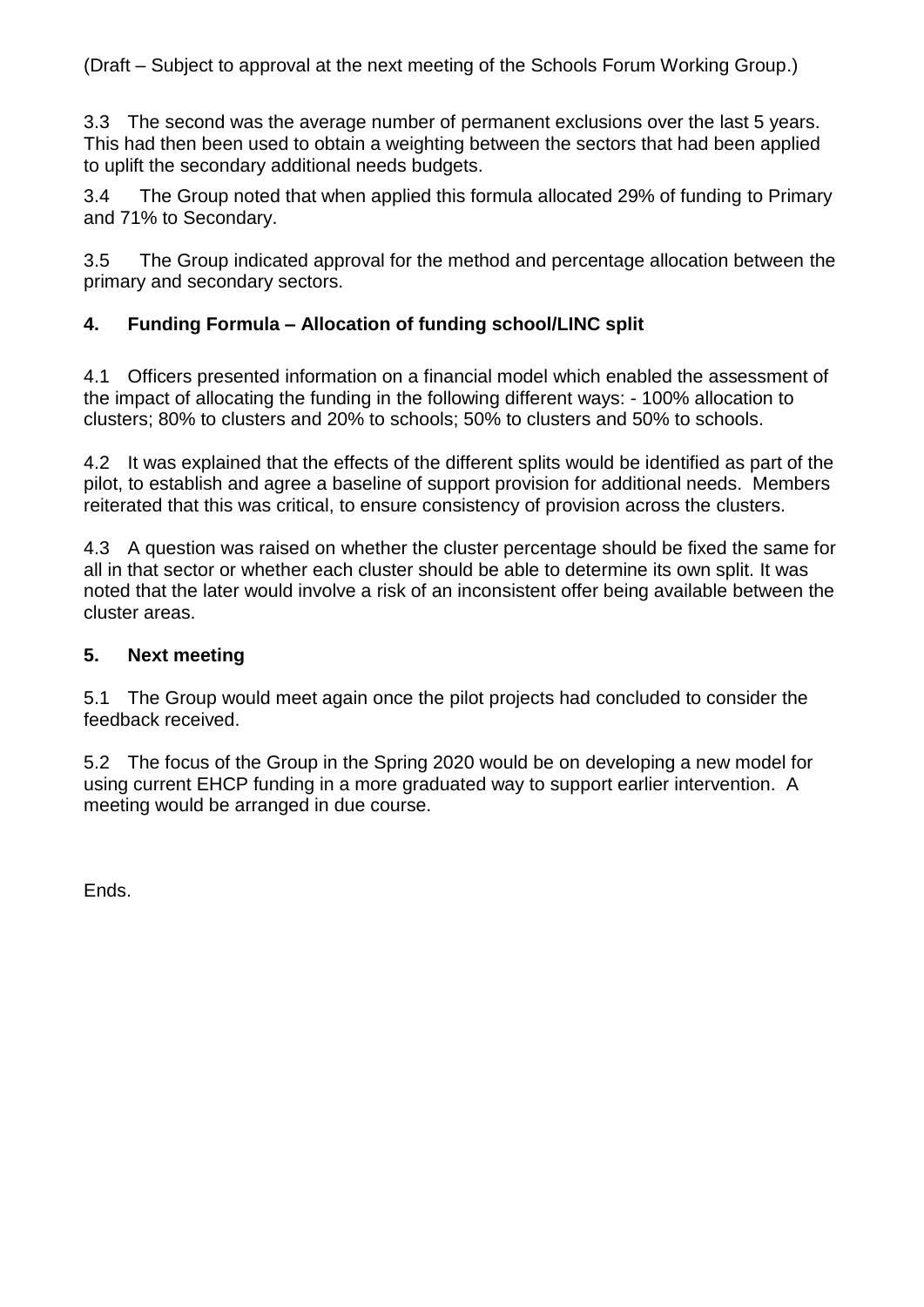(Draft – Subject to approval at the next meeting of the Schools Forum Working Group.)

3.3 The second was the average number of permanent exclusions over the last 5 years. This had then been used to obtain a weighting between the sectors that had been applied to uplift the secondary additional needs budgets.

3.4 The Group noted that when applied this formula allocated 29% of funding to Primary and 71% to Secondary.

3.5 The Group indicated approval for the method and percentage allocation between the primary and secondary sectors.

## 4. Funding Formula – Allocation of funding school/LINC split

4.1 Officers presented information on a financial model which enabled the assessment of the impact of allocating the funding in the following different ways: - 100% allocation to clusters; 80% to clusters and 20% to schools; 50% to clusters and 50% to schools.

4.2 It was explained that the effects of the different splits would be identified as part of the pilot, to establish and agree a baseline of support provision for additional needs. Members reiterated that this was critical, to ensure consistency of provision across the clusters.

4.3 A question was raised on whether the cluster percentage should be fixed the same for all in that sector or whether each cluster should be able to determine its own split. It was noted that the later would involve a risk of an inconsistent offer being available between the cluster areas.

## 5. Next meeting

5.1 The Group would meet again once the pilot projects had concluded to consider the feedback received.

5.2 The focus of the Group in the Spring 2020 would be on developing a new model for using current EHCP funding in a more graduated way to support earlier intervention. A meeting would be arranged in due course.

Ends.